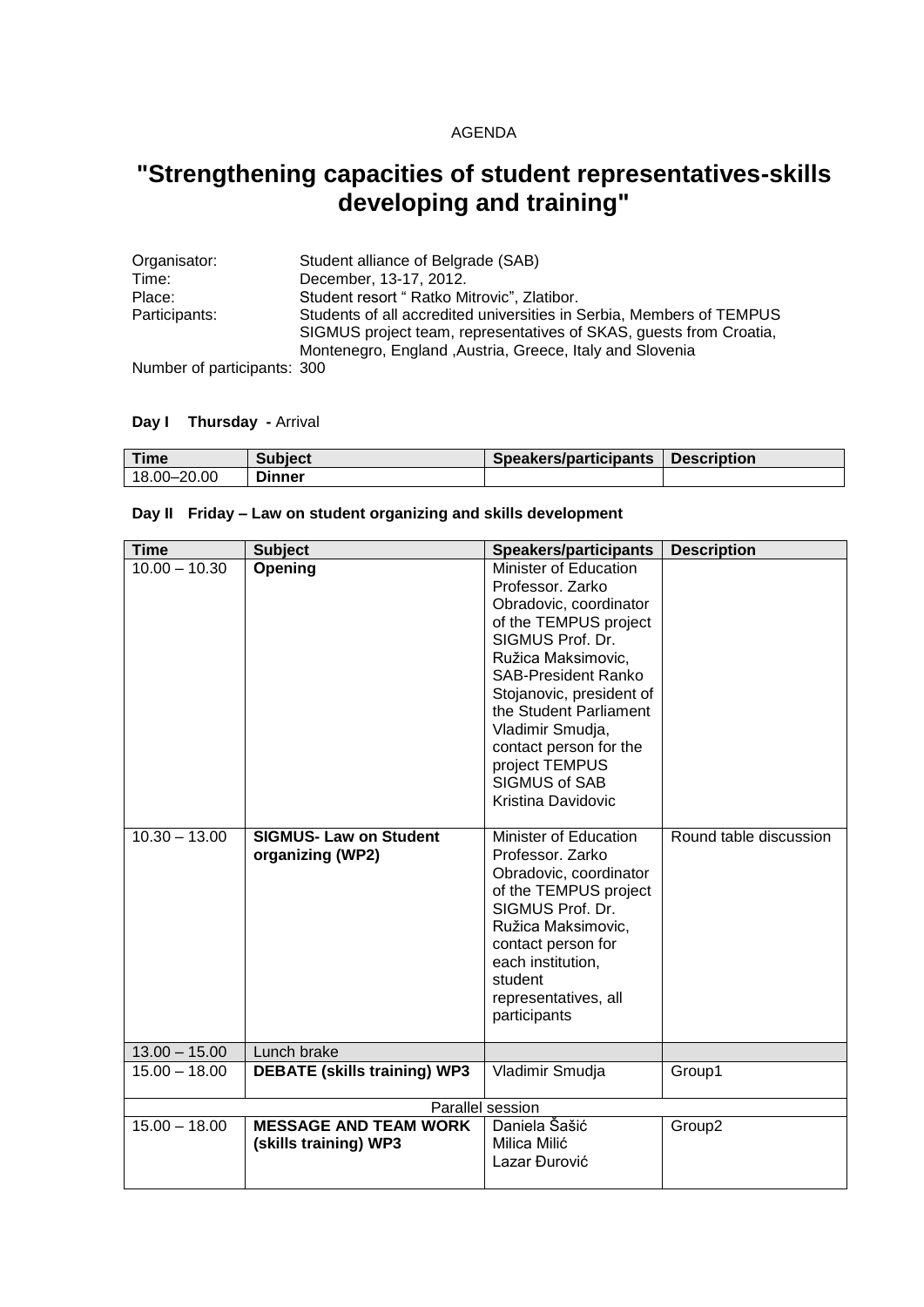AGENDA

# "Strengthening capacities of student representatives-skills developing and training"

Organisator: Student alliance of Belgrade (SAB)
Time: December, 13-17, 2012.
Place: Student resort " Ratko Mitrovic", Zlatibor.
Participants: Students of all accredited universities in Serbia, Members of TEMPUS SIGMUS project team, representatives of SKAS, guests from Croatia, Montenegro, England ,Austria, Greece, Italy and Slovenia
Number of participants: 300

**Day I Thursday -** Arrival

| Time | Subject | Speakers/participants | Description |
|---|---|---|---|
| 18.00–20.00 | **Dinner** | | |

**Day II Friday – Law on student organizing and skills development**

| Time | Subject | Speakers/participants | Description |
|---|---|---|---|
| 10.00 – 10.30 | **Opening** | Minister of Education Professor. Zarko Obradovic, coordinator of the TEMPUS project SIGMUS Prof. Dr. Ružica Maksimovic, SAB-President Ranko Stojanovic, president of the Student Parliament Vladimir Smudja, contact person for the project TEMPUS SIGMUS of SAB Kristina Davidovic | |
| 10.30 – 13.00 | **SIGMUS- Law on Student organizing (WP2)** | Minister of Education Professor. Zarko Obradovic, coordinator of the TEMPUS project SIGMUS Prof. Dr. Ružica Maksimovic, contact person for each institution, student representatives, all participants | Round table discussion |
| 13.00 – 15.00 | Lunch brake | | |
| 15.00 – 18.00 | **DEBATE (skills training) WP3** | Vladimir Smudja | Group1 |
| | | Parallel session | |
| 15.00 – 18.00 | **MESSAGE AND TEAM WORK (skills training) WP3** | Daniela Šašić<br>Milica Milić<br>Lazar Đurović | Group2 |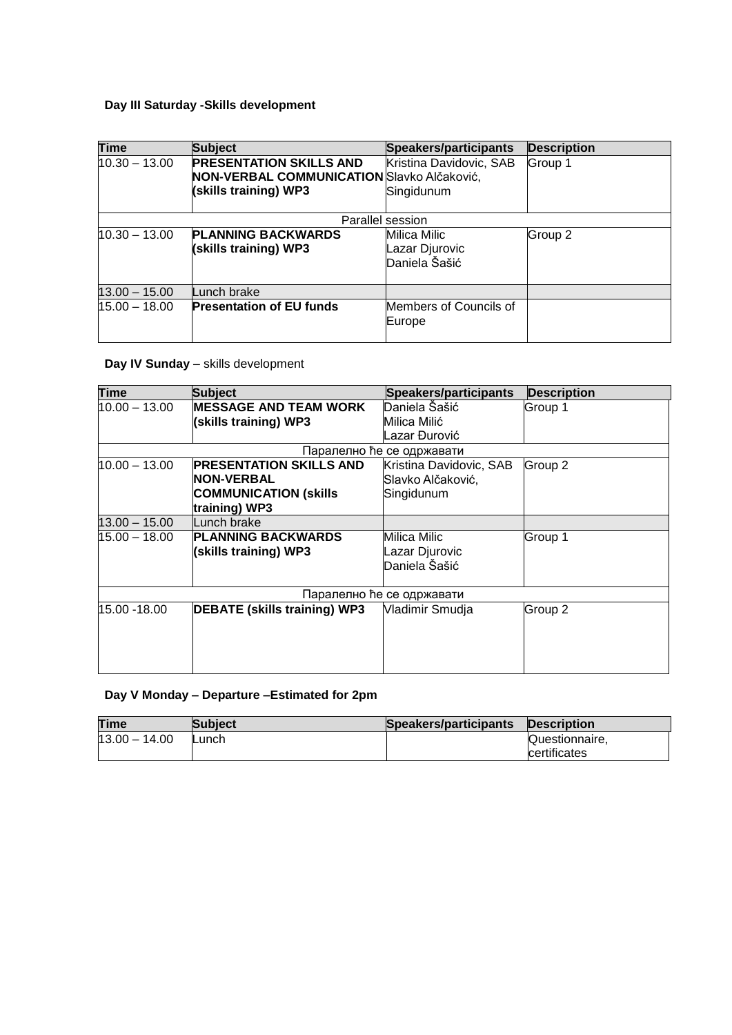**Day III Saturday -Skills development**

| Time | Subject | Speakers/participants | Description |
|---|---|---|---|
| 10.30 – 13.00 | **PRESENTATION SKILLS AND NON-VERBAL COMMUNICATION (skills training) WP3** | Kristina Davidovic, SAB Slavko Alčaković, Singidunum | Group 1 |
| Parallel session | | | |
| 10.30 – 13.00 | **PLANNING BACKWARDS (skills training) WP3** | Milica Milic Lazar Djurovic Daniela Šašić | Group 2 |
| 13.00 – 15.00 | Lunch brake | | |
| 15.00 – 18.00 | **Presentation of EU funds** | Members of Councils of Europe | |

**Day IV Sunday** – skills development

| Time | Subject | Speakers/participants | Description |
|---|---|---|---|
| 10.00 – 13.00 | **MESSAGE AND TEAM WORK (skills training) WP3** | Daniela Šašić Milica Milić Lazar Đurović | Group 1 |
| Паралелно ће се одржавати | | | |
| 10.00 – 13.00 | **PRESENTATION SKILLS AND NON-VERBAL COMMUNICATION (skills training) WP3** | Kristina Davidovic, SAB Slavko Alčaković, Singidunum | Group 2 |
| 13.00 – 15.00 | Lunch brake | | |
| 15.00 – 18.00 | **PLANNING BACKWARDS (skills training) WP3** | Milica Milic Lazar Djurovic Daniela Šašić | Group 1 |
| Паралелно ће се одржавати | | | |
| 15.00 -18.00 | **DEBATE (skills training) WP3** | Vladimir Smudja | Group 2 |

**Day V Monday – Departure –Estimated for 2pm**

| Time | Subject | Speakers/participants | Description |
|---|---|---|---|
| 13.00 – 14.00 | Lunch | | Questionnaire, certificates |